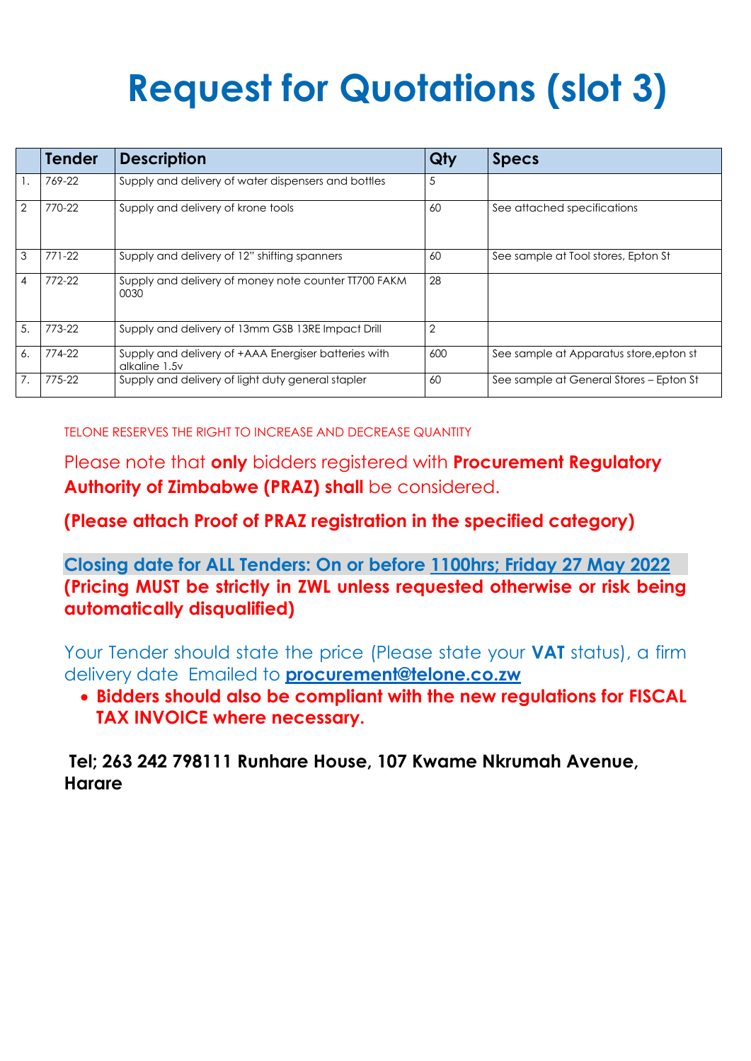# Request for Quotations (slot 3)

| | Tender | Description | Qty | Specs |
|---|---|---|---|---|
| 1. | 769-22 | Supply and delivery of water dispensers and bottles | 5 | |
| 2 | 770-22 | Supply and delivery of krone tools | 60 | See attached specifications |
| 3 | 771-22 | Supply and delivery of 12" shifting spanners | 60 | See sample at Tool stores, Epton St |
| 4 | 772-22 | Supply and delivery of money note counter TT700 FAKM 0030 | 28 | |
| 5. | 773-22 | Supply and delivery of 13mm GSB 13RE Impact Drill | 2 | |
| 6. | 774-22 | Supply and delivery of +AAA Energiser batteries with alkaline 1.5v | 600 | See sample at Apparatus store,epton st |
| 7. | 775-22 | Supply and delivery of light duty general stapler | 60 | See sample at General Stores – Epton St |

TELONE RESERVES THE RIGHT TO INCREASE AND DECREASE QUANTITY

Please note that **only** bidders registered with **Procurement Regulatory Authority of Zimbabwe (PRAZ) shall** be considered.

**(Please attach Proof of PRAZ registration in the specified category)**

**Closing date for ALL Tenders: On or before 1100hrs; Friday 27 May 2022**
**(Pricing MUST be strictly in ZWL unless requested otherwise or risk being automatically disqualified)**

Your Tender should state the price (Please state your **VAT** status), a firm delivery date Emailed to **procurement@telone.co.zw**

- **Bidders should also be compliant with the new regulations for FISCAL TAX INVOICE where necessary.**

**Tel; 263 242 798111 Runhare House, 107 Kwame Nkrumah Avenue, Harare**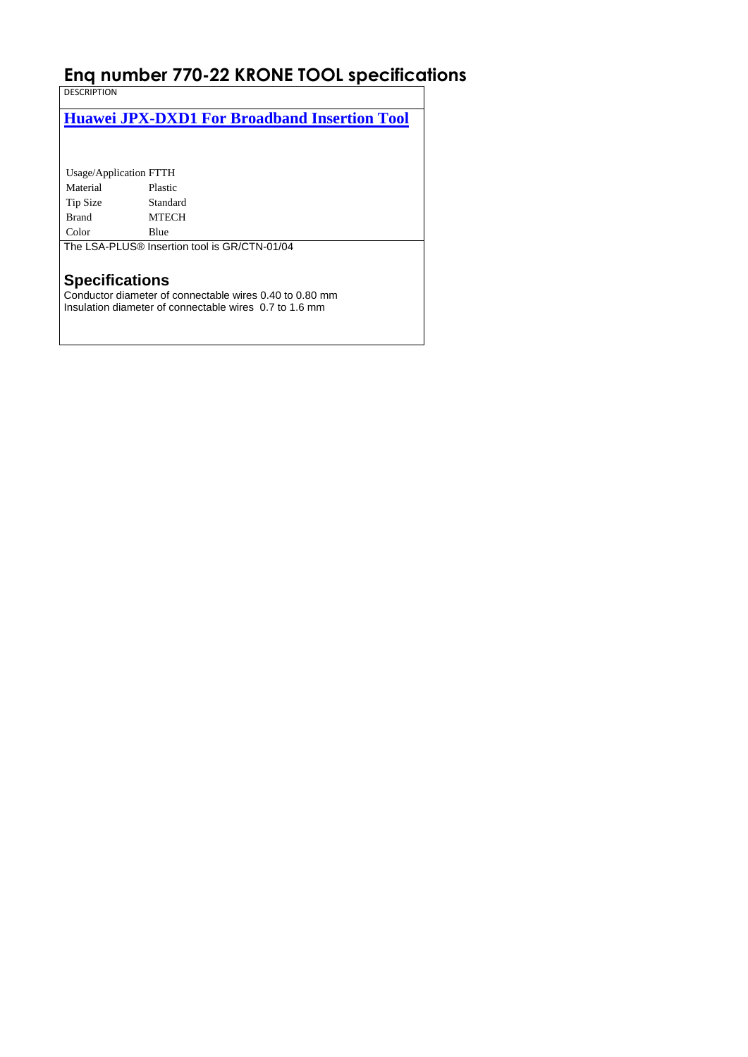# Enq number 770-22 KRONE TOOL specifications

DESCRIPTION

## Huawei JPX-DXD1 For Broadband Insertion Tool

| | |
|---|---|
| Usage/Application | FTTH |
| Material | Plastic |
| Tip Size | Standard |
| Brand | MTECH |
| Color | Blue |

The LSA-PLUS® Insertion tool is GR/CTN-01/04

## Specifications

Conductor diameter of connectable wires 0.40 to 0.80 mm
Insulation diameter of connectable wires 0.7 to 1.6 mm